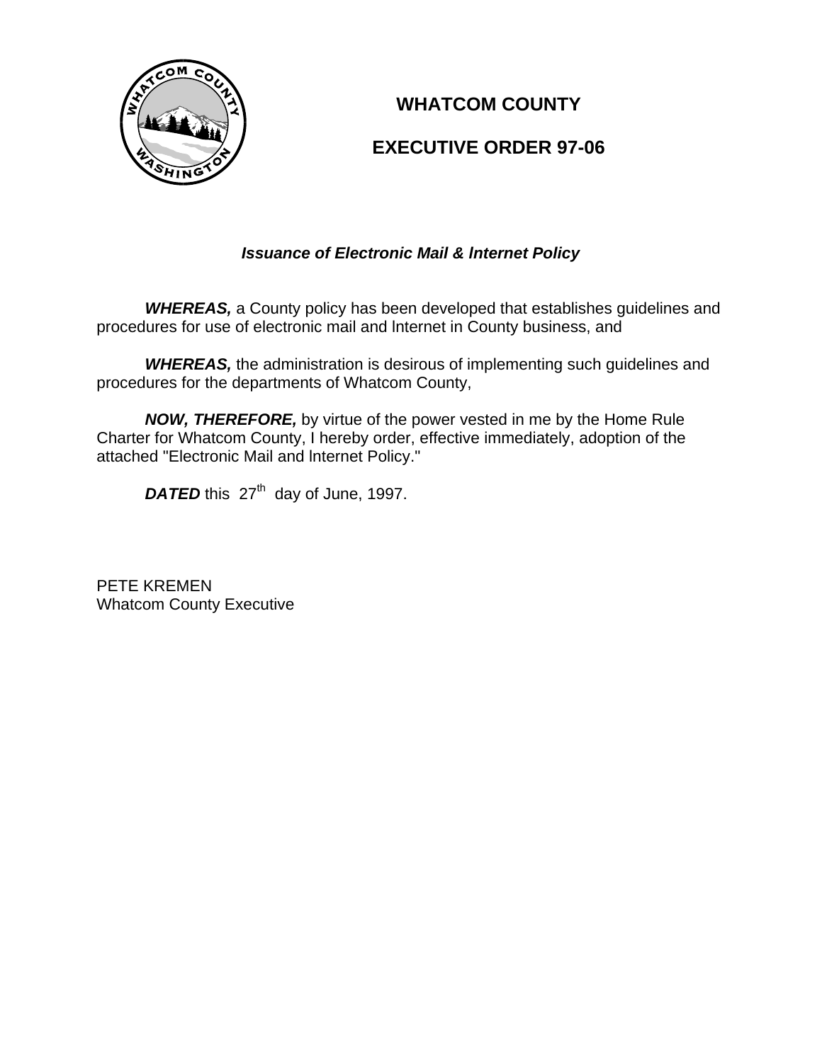# WHATCOM COUNTY

# EXECUTIVE ORDER 97-06

***Issuance of Electronic Mail & Internet Policy***

***WHEREAS,*** a County policy has been developed that establishes guidelines and procedures for use of electronic mail and Internet in County business, and

***WHEREAS,*** the administration is desirous of implementing such guidelines and procedures for the departments of Whatcom County,

***NOW, THEREFORE,*** by virtue of the power vested in me by the Home Rule Charter for Whatcom County, I hereby order, effective immediately, adoption of the attached "Electronic Mail and Internet Policy."

***DATED*** this 27th day of June, 1997.

PETE KREMEN
Whatcom County Executive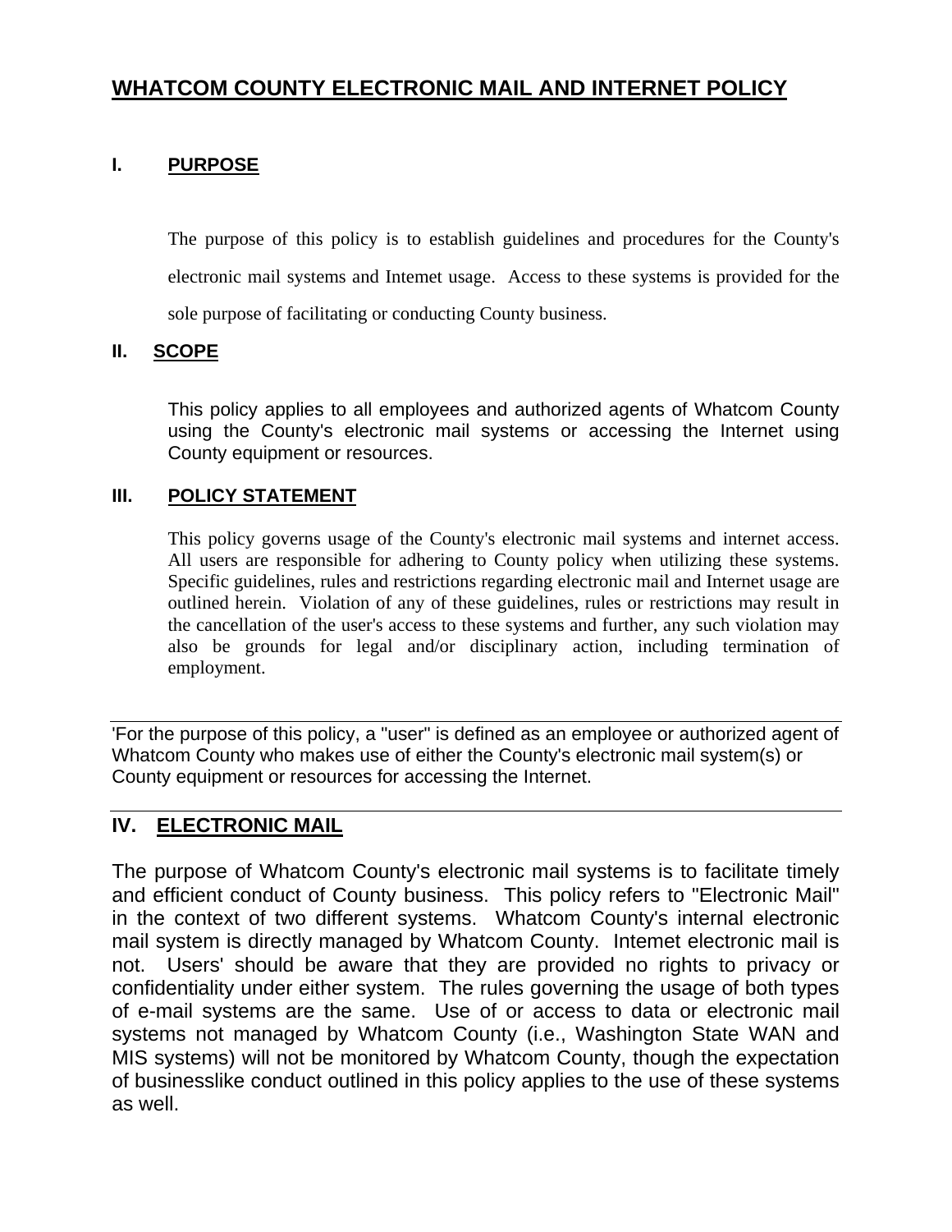# WHATCOM COUNTY ELECTRONIC MAIL AND INTERNET POLICY

## I. PURPOSE

The purpose of this policy is to establish guidelines and procedures for the County's electronic mail systems and Intemet usage. Access to these systems is provided for the sole purpose of facilitating or conducting County business.

## II. SCOPE

This policy applies to all employees and authorized agents of Whatcom County using the County's electronic mail systems or accessing the Internet using County equipment or resources.

## III. POLICY STATEMENT

This policy governs usage of the County's electronic mail systems and internet access. All users are responsible for adhering to County policy when utilizing these systems. Specific guidelines, rules and restrictions regarding electronic mail and Internet usage are outlined herein. Violation of any of these guidelines, rules or restrictions may result in the cancellation of the user's access to these systems and further, any such violation may also be grounds for legal and/or disciplinary action, including termination of employment.

---

'For the purpose of this policy, a "user" is defined as an employee or authorized agent of Whatcom County who makes use of either the County's electronic mail system(s) or County equipment or resources for accessing the Internet.

---

## IV. ELECTRONIC MAIL

The purpose of Whatcom County's electronic mail systems is to facilitate timely and efficient conduct of County business. This policy refers to "Electronic Mail" in the context of two different systems. Whatcom County's internal electronic mail system is directly managed by Whatcom County. Intemet electronic mail is not. Users' should be aware that they are provided no rights to privacy or confidentiality under either system. The rules governing the usage of both types of e-mail systems are the same. Use of or access to data or electronic mail systems not managed by Whatcom County (i.e., Washington State WAN and MIS systems) will not be monitored by Whatcom County, though the expectation of businesslike conduct outlined in this policy applies to the use of these systems as well.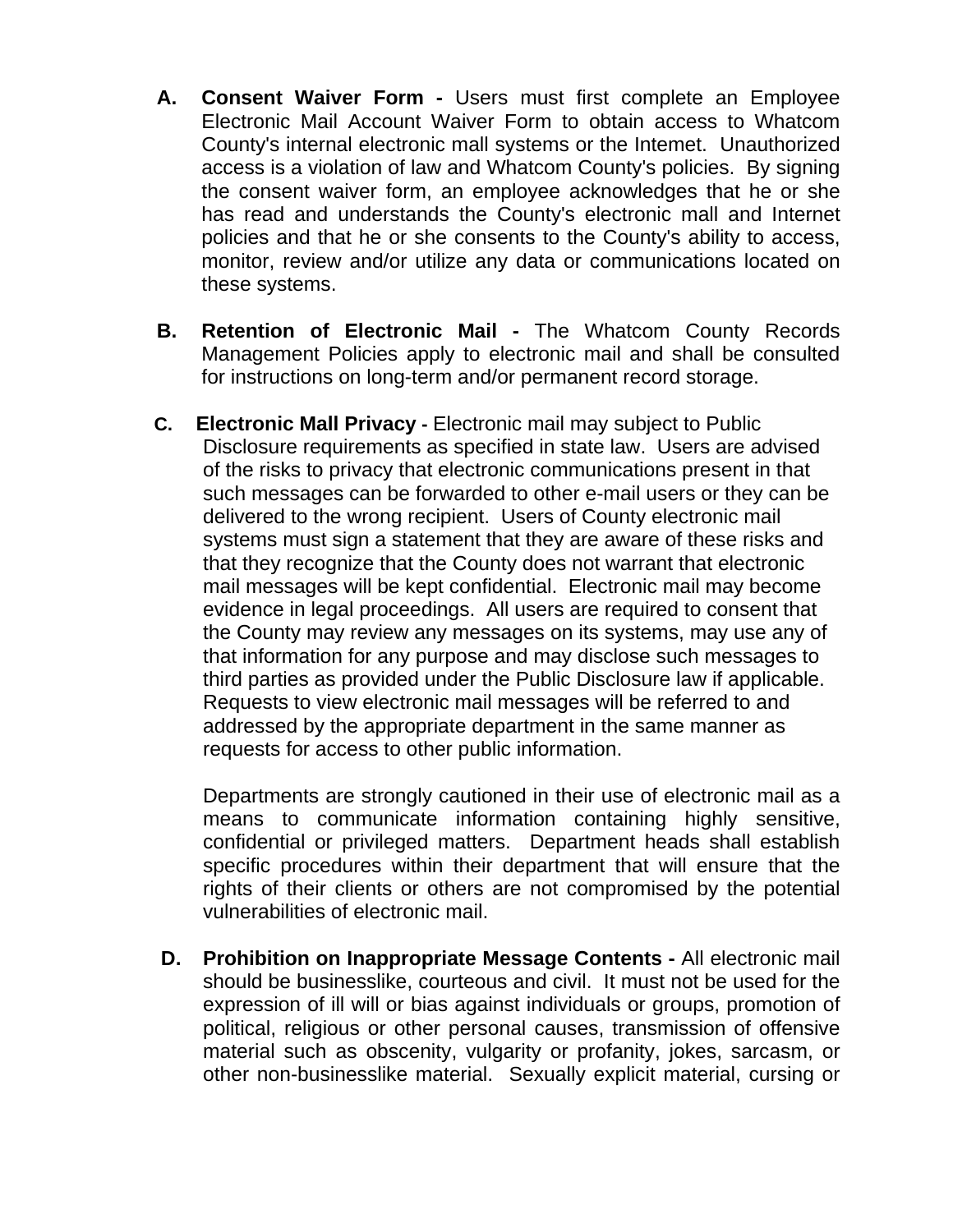A. **Consent Waiver Form -** Users must first complete an Employee Electronic Mail Account Waiver Form to obtain access to Whatcom County's internal electronic mall systems or the Intemet. Unauthorized access is a violation of law and Whatcom County's policies. By signing the consent waiver form, an employee acknowledges that he or she has read and understands the County's electronic mall and Internet policies and that he or she consents to the County's ability to access, monitor, review and/or utilize any data or communications located on these systems.

B. **Retention of Electronic Mail -** The Whatcom County Records Management Policies apply to electronic mail and shall be consulted for instructions on long-term and/or permanent record storage.

C. **Electronic Mall Privacy -** Electronic mail may subject to Public Disclosure requirements as specified in state law. Users are advised of the risks to privacy that electronic communications present in that such messages can be forwarded to other e-mail users or they can be delivered to the wrong recipient. Users of County electronic mail systems must sign a statement that they are aware of these risks and that they recognize that the County does not warrant that electronic mail messages will be kept confidential. Electronic mail may become evidence in legal proceedings. All users are required to consent that the County may review any messages on its systems, may use any of that information for any purpose and may disclose such messages to third parties as provided under the Public Disclosure law if applicable. Requests to view electronic mail messages will be referred to and addressed by the appropriate department in the same manner as requests for access to other public information.

   Departments are strongly cautioned in their use of electronic mail as a means to communicate information containing highly sensitive, confidential or privileged matters. Department heads shall establish specific procedures within their department that will ensure that the rights of their clients or others are not compromised by the potential vulnerabilities of electronic mail.

D. **Prohibition on Inappropriate Message Contents -** All electronic mail should be businesslike, courteous and civil. It must not be used for the expression of ill will or bias against individuals or groups, promotion of political, religious or other personal causes, transmission of offensive material such as obscenity, vulgarity or profanity, jokes, sarcasm, or other non-businesslike material. Sexually explicit material, cursing or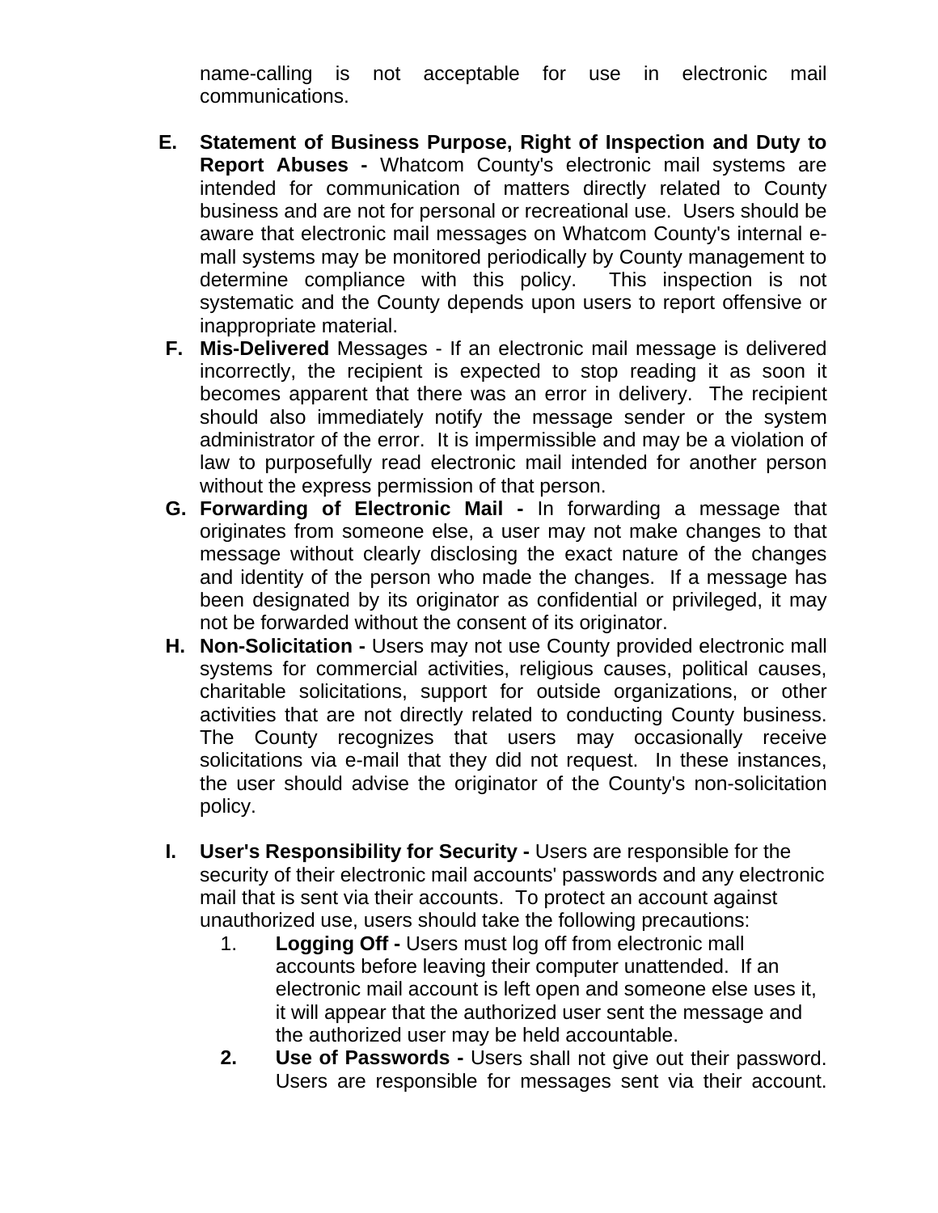name-calling is not acceptable for use in electronic mail communications.

E. **Statement of Business Purpose, Right of Inspection and Duty to Report Abuses -** Whatcom County's electronic mail systems are intended for communication of matters directly related to County business and are not for personal or recreational use. Users should be aware that electronic mail messages on Whatcom County's internal e-mall systems may be monitored periodically by County management to determine compliance with this policy. This inspection is not systematic and the County depends upon users to report offensive or inappropriate material.

F. **Mis-Delivered** Messages - If an electronic mail message is delivered incorrectly, the recipient is expected to stop reading it as soon it becomes apparent that there was an error in delivery. The recipient should also immediately notify the message sender or the system administrator of the error. It is impermissible and may be a violation of law to purposefully read electronic mail intended for another person without the express permission of that person.

G. **Forwarding of Electronic Mail -** In forwarding a message that originates from someone else, a user may not make changes to that message without clearly disclosing the exact nature of the changes and identity of the person who made the changes. If a message has been designated by its originator as confidential or privileged, it may not be forwarded without the consent of its originator.

H. **Non-Solicitation -** Users may not use County provided electronic mall systems for commercial activities, religious causes, political causes, charitable solicitations, support for outside organizations, or other activities that are not directly related to conducting County business. The County recognizes that users may occasionally receive solicitations via e-mail that they did not request. In these instances, the user should advise the originator of the County's non-solicitation policy.

I. **User's Responsibility for Security -** Users are responsible for the security of their electronic mail accounts' passwords and any electronic mail that is sent via their accounts. To protect an account against unauthorized use, users should take the following precautions:

   1. **Logging Off -** Users must log off from electronic mall accounts before leaving their computer unattended. If an electronic mail account is left open and someone else uses it, it will appear that the authorized user sent the message and the authorized user may be held accountable.
   2. **Use of Passwords -** Users shall not give out their password. Users are responsible for messages sent via their account.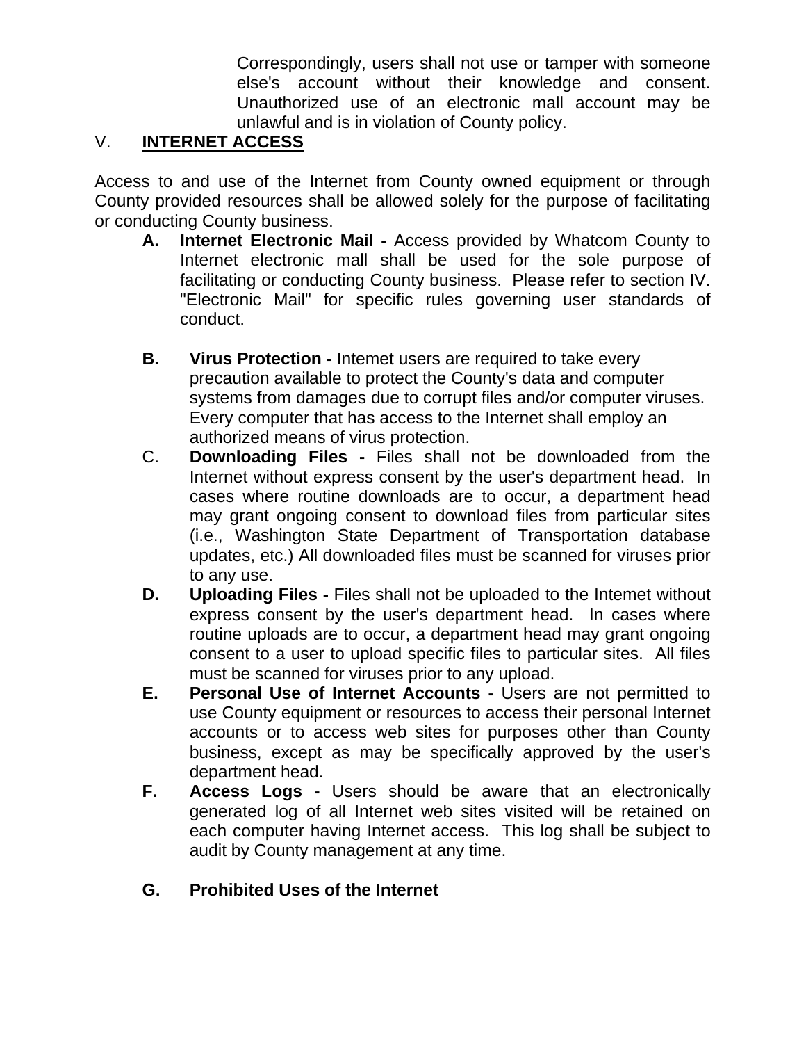Correspondingly, users shall not use or tamper with someone else's account without their knowledge and consent. Unauthorized use of an electronic mall account may be unlawful and is in violation of County policy.

## V. INTERNET ACCESS

Access to and use of the Internet from County owned equipment or through County provided resources shall be allowed solely for the purpose of facilitating or conducting County business.

**A. Internet Electronic Mail -** Access provided by Whatcom County to Internet electronic mall shall be used for the sole purpose of facilitating or conducting County business. Please refer to section IV. "Electronic Mail" for specific rules governing user standards of conduct.

**B. Virus Protection -** Intemet users are required to take every precaution available to protect the County's data and computer systems from damages due to corrupt files and/or computer viruses. Every computer that has access to the Internet shall employ an authorized means of virus protection.

C. **Downloading Files -** Files shall not be downloaded from the Internet without express consent by the user's department head. In cases where routine downloads are to occur, a department head may grant ongoing consent to download files from particular sites (i.e., Washington State Department of Transportation database updates, etc.) All downloaded files must be scanned for viruses prior to any use.

**D. Uploading Files -** Files shall not be uploaded to the Intemet without express consent by the user's department head. In cases where routine uploads are to occur, a department head may grant ongoing consent to a user to upload specific files to particular sites. All files must be scanned for viruses prior to any upload.

**E. Personal Use of Internet Accounts -** Users are not permitted to use County equipment or resources to access their personal Internet accounts or to access web sites for purposes other than County business, except as may be specifically approved by the user's department head.

**F. Access Logs -** Users should be aware that an electronically generated log of all Internet web sites visited will be retained on each computer having Internet access. This log shall be subject to audit by County management at any time.

**G. Prohibited Uses of the Internet**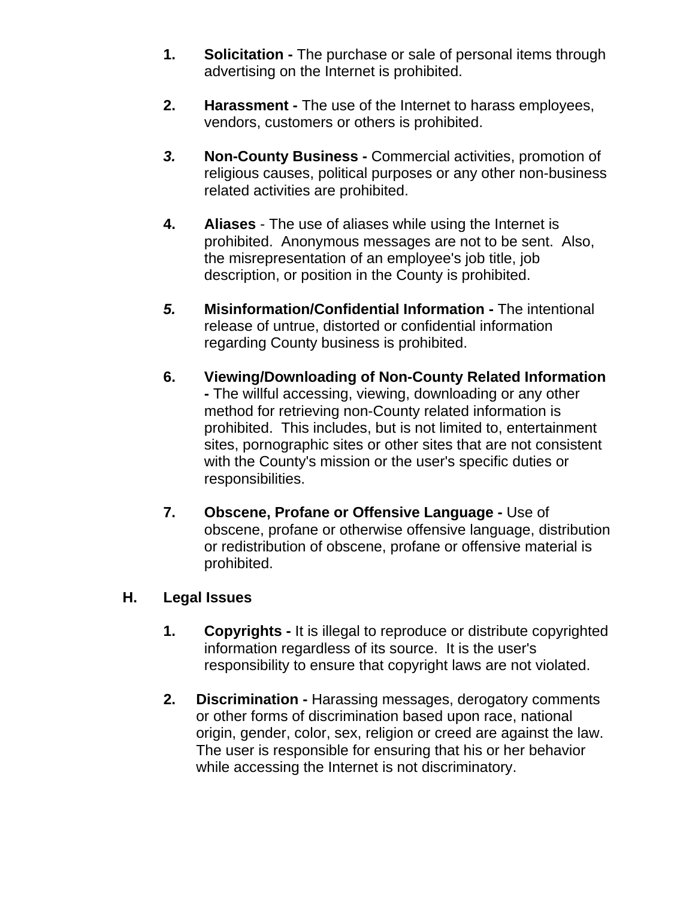1. **Solicitation -** The purchase or sale of personal items through advertising on the Internet is prohibited.

2. **Harassment -** The use of the Internet to harass employees, vendors, customers or others is prohibited.

3. **Non-County Business -** Commercial activities, promotion of religious causes, political purposes or any other non-business related activities are prohibited.

4. **Aliases** - The use of aliases while using the Internet is prohibited. Anonymous messages are not to be sent. Also, the misrepresentation of an employee's job title, job description, or position in the County is prohibited.

5. **Misinformation/Confidential Information -** The intentional release of untrue, distorted or confidential information regarding County business is prohibited.

6. **Viewing/Downloading of Non-County Related Information -** The willful accessing, viewing, downloading or any other method for retrieving non-County related information is prohibited. This includes, but is not limited to, entertainment sites, pornographic sites or other sites that are not consistent with the County's mission or the user's specific duties or responsibilities.

7. **Obscene, Profane or Offensive Language -** Use of obscene, profane or otherwise offensive language, distribution or redistribution of obscene, profane or offensive material is prohibited.

**H. Legal Issues**

1. **Copyrights -** It is illegal to reproduce or distribute copyrighted information regardless of its source. It is the user's responsibility to ensure that copyright laws are not violated.

2. **Discrimination -** Harassing messages, derogatory comments or other forms of discrimination based upon race, national origin, gender, color, sex, religion or creed are against the law. The user is responsible for ensuring that his or her behavior while accessing the Internet is not discriminatory.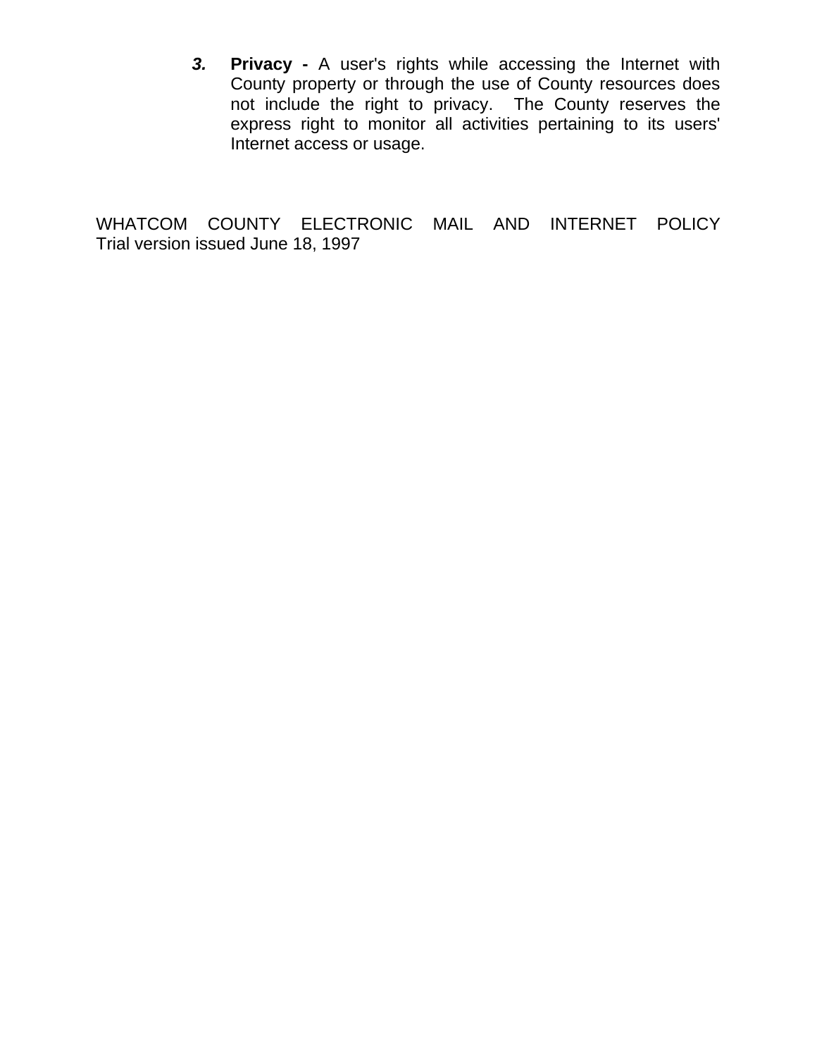3. **Privacy -** A user's rights while accessing the Internet with County property or through the use of County resources does not include the right to privacy. The County reserves the express right to monitor all activities pertaining to its users' Internet access or usage.

WHATCOM COUNTY ELECTRONIC MAIL AND INTERNET POLICY
Trial version issued June 18, 1997